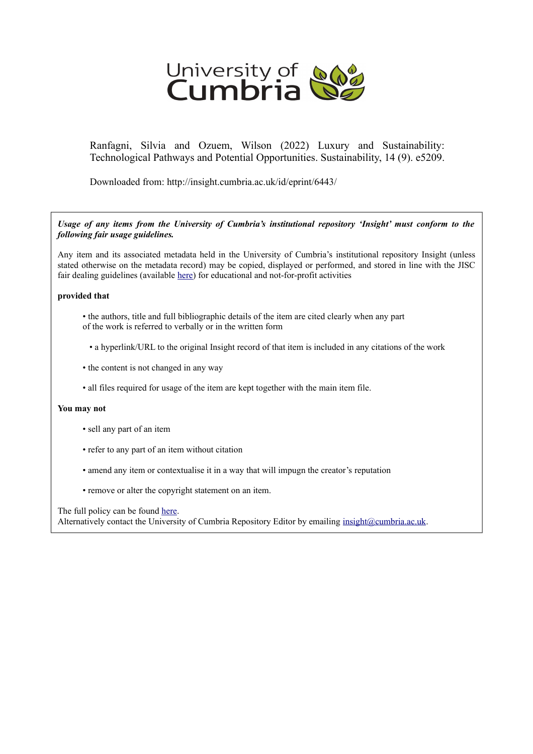University of Cumbria

Ranfagni, Silvia and Ozuem, Wilson (2022) Luxury and Sustainability: Technological Pathways and Potential Opportunities. Sustainability, 14 (9). e5209.

Downloaded from: http://insight.cumbria.ac.uk/id/eprint/6443/

***Usage of any items from the University of Cumbria's institutional repository 'Insight' must conform to the following fair usage guidelines.***

Any item and its associated metadata held in the University of Cumbria's institutional repository Insight (unless stated otherwise on the metadata record) may be copied, displayed or performed, and stored in line with the JISC fair dealing guidelines (available here) for educational and not-for-profit activities

**provided that**

- the authors, title and full bibliographic details of the item are cited clearly when any part of the work is referred to verbally or in the written form
- a hyperlink/URL to the original Insight record of that item is included in any citations of the work
- the content is not changed in any way
- all files required for usage of the item are kept together with the main item file.

**You may not**

- sell any part of an item
- refer to any part of an item without citation
- amend any item or contextualise it in a way that will impugn the creator's reputation
- remove or alter the copyright statement on an item.

The full policy can be found here.
Alternatively contact the University of Cumbria Repository Editor by emailing insight@cumbria.ac.uk.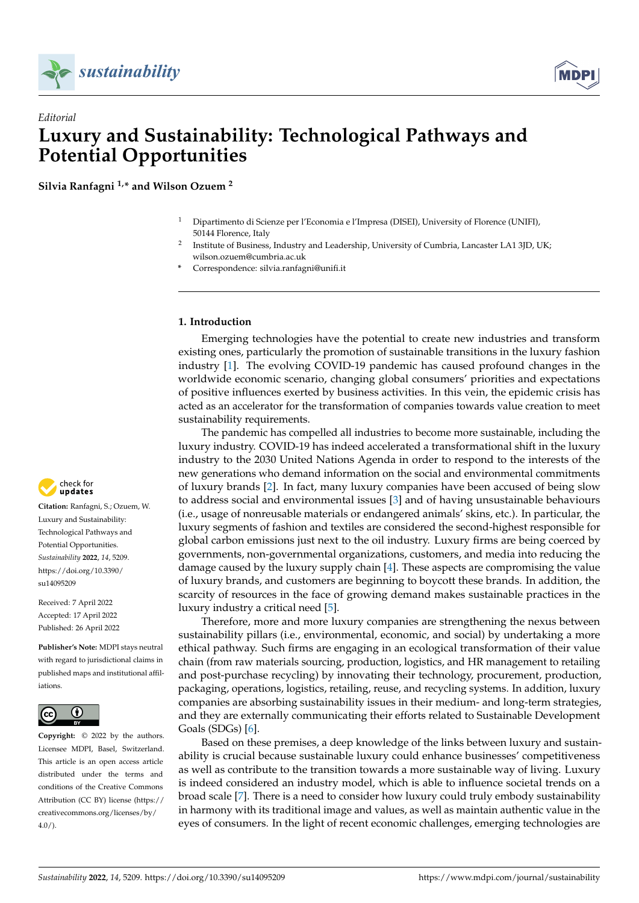*Editorial*

# Luxury and Sustainability: Technological Pathways and Potential Opportunities

**Silvia Ranfagni [1,*] and Wilson Ozuem [2]**

[1] Dipartimento di Scienze per l'Economia e l'Impresa (DISEI), University of Florence (UNIFI), 50144 Florence, Italy

[2] Institute of Business, Industry and Leadership, University of Cumbria, Lancaster LA1 3JD, UK; wilson.ozuem@cumbria.ac.uk

[*] Correspondence: silvia.ranfagni@unifi.it

**Citation:** Ranfagni, S.; Ozuem, W. Luxury and Sustainability: Technological Pathways and Potential Opportunities. *Sustainability* **2022**, *14*, 5209. https://doi.org/10.3390/su14095209

Received: 7 April 2022
Accepted: 17 April 2022
Published: 26 April 2022

**Publisher's Note:** MDPI stays neutral with regard to jurisdictional claims in published maps and institutional affiliations.

**Copyright:** © 2022 by the authors. Licensee MDPI, Basel, Switzerland. This article is an open access article distributed under the terms and conditions of the Creative Commons Attribution (CC BY) license (https://creativecommons.org/licenses/by/4.0/).

## 1. Introduction

Emerging technologies have the potential to create new industries and transform existing ones, particularly the promotion of sustainable transitions in the luxury fashion industry [1]. The evolving COVID-19 pandemic has caused profound changes in the worldwide economic scenario, changing global consumers' priorities and expectations of positive influences exerted by business activities. In this vein, the epidemic crisis has acted as an accelerator for the transformation of companies towards value creation to meet sustainability requirements.

The pandemic has compelled all industries to become more sustainable, including the luxury industry. COVID-19 has indeed accelerated a transformational shift in the luxury industry to the 2030 United Nations Agenda in order to respond to the interests of the new generations who demand information on the social and environmental commitments of luxury brands [2]. In fact, many luxury companies have been accused of being slow to address social and environmental issues [3] and of having unsustainable behaviours (i.e., usage of nonreusable materials or endangered animals' skins, etc.). In particular, the luxury segments of fashion and textiles are considered the second-highest responsible for global carbon emissions just next to the oil industry. Luxury firms are being coerced by governments, non-governmental organizations, customers, and media into reducing the damage caused by the luxury supply chain [4]. These aspects are compromising the value of luxury brands, and customers are beginning to boycott these brands. In addition, the scarcity of resources in the face of growing demand makes sustainable practices in the luxury industry a critical need [5].

Therefore, more and more luxury companies are strengthening the nexus between sustainability pillars (i.e., environmental, economic, and social) by undertaking a more ethical pathway. Such firms are engaging in an ecological transformation of their value chain (from raw materials sourcing, production, logistics, and HR management to retailing and post-purchase recycling) by innovating their technology, procurement, production, packaging, operations, logistics, retailing, reuse, and recycling systems. In addition, luxury companies are absorbing sustainability issues in their medium- and long-term strategies, and they are externally communicating their efforts related to Sustainable Development Goals (SDGs) [6].

Based on these premises, a deep knowledge of the links between luxury and sustainability is crucial because sustainable luxury could enhance businesses' competitiveness as well as contribute to the transition towards a more sustainable way of living. Luxury is indeed considered an industry model, which is able to influence societal trends on a broad scale [7]. There is a need to consider how luxury could truly embody sustainability in harmony with its traditional image and values, as well as maintain authentic value in the eyes of consumers. In the light of recent economic challenges, emerging technologies are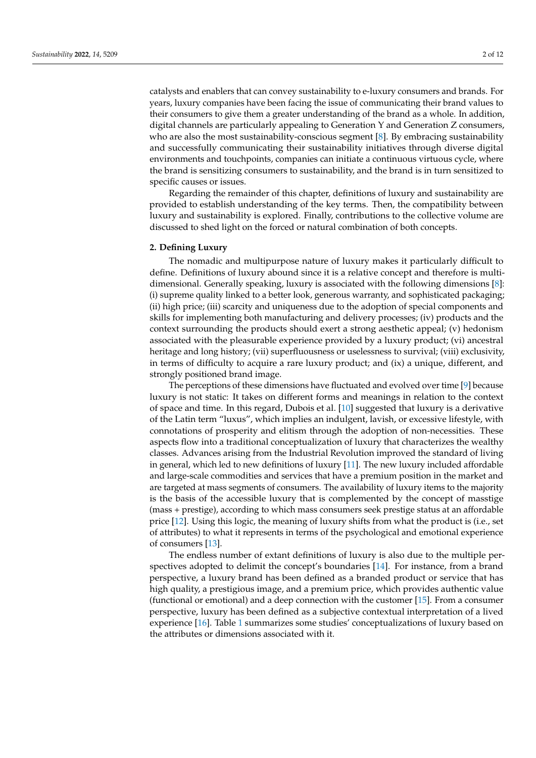catalysts and enablers that can convey sustainability to e-luxury consumers and brands. For years, luxury companies have been facing the issue of communicating their brand values to their consumers to give them a greater understanding of the brand as a whole. In addition, digital channels are particularly appealing to Generation Y and Generation Z consumers, who are also the most sustainability-conscious segment [8]. By embracing sustainability and successfully communicating their sustainability initiatives through diverse digital environments and touchpoints, companies can initiate a continuous virtuous cycle, where the brand is sensitizing consumers to sustainability, and the brand is in turn sensitized to specific causes or issues.

Regarding the remainder of this chapter, definitions of luxury and sustainability are provided to establish understanding of the key terms. Then, the compatibility between luxury and sustainability is explored. Finally, contributions to the collective volume are discussed to shed light on the forced or natural combination of both concepts.

## 2. Defining Luxury

The nomadic and multipurpose nature of luxury makes it particularly difficult to define. Definitions of luxury abound since it is a relative concept and therefore is multidimensional. Generally speaking, luxury is associated with the following dimensions [8]: (i) supreme quality linked to a better look, generous warranty, and sophisticated packaging; (ii) high price; (iii) scarcity and uniqueness due to the adoption of special components and skills for implementing both manufacturing and delivery processes; (iv) products and the context surrounding the products should exert a strong aesthetic appeal; (v) hedonism associated with the pleasurable experience provided by a luxury product; (vi) ancestral heritage and long history; (vii) superfluousness or uselessness to survival; (viii) exclusivity, in terms of difficulty to acquire a rare luxury product; and (ix) a unique, different, and strongly positioned brand image.

The perceptions of these dimensions have fluctuated and evolved over time [9] because luxury is not static: It takes on different forms and meanings in relation to the context of space and time. In this regard, Dubois et al. [10] suggested that luxury is a derivative of the Latin term "luxus", which implies an indulgent, lavish, or excessive lifestyle, with connotations of prosperity and elitism through the adoption of non-necessities. These aspects flow into a traditional conceptualization of luxury that characterizes the wealthy classes. Advances arising from the Industrial Revolution improved the standard of living in general, which led to new definitions of luxury [11]. The new luxury included affordable and large-scale commodities and services that have a premium position in the market and are targeted at mass segments of consumers. The availability of luxury items to the majority is the basis of the accessible luxury that is complemented by the concept of masstige (mass + prestige), according to which mass consumers seek prestige status at an affordable price [12]. Using this logic, the meaning of luxury shifts from what the product is (i.e., set of attributes) to what it represents in terms of the psychological and emotional experience of consumers [13].

The endless number of extant definitions of luxury is also due to the multiple perspectives adopted to delimit the concept's boundaries [14]. For instance, from a brand perspective, a luxury brand has been defined as a branded product or service that has high quality, a prestigious image, and a premium price, which provides authentic value (functional or emotional) and a deep connection with the customer [15]. From a consumer perspective, luxury has been defined as a subjective contextual interpretation of a lived experience [16]. Table 1 summarizes some studies' conceptualizations of luxury based on the attributes or dimensions associated with it.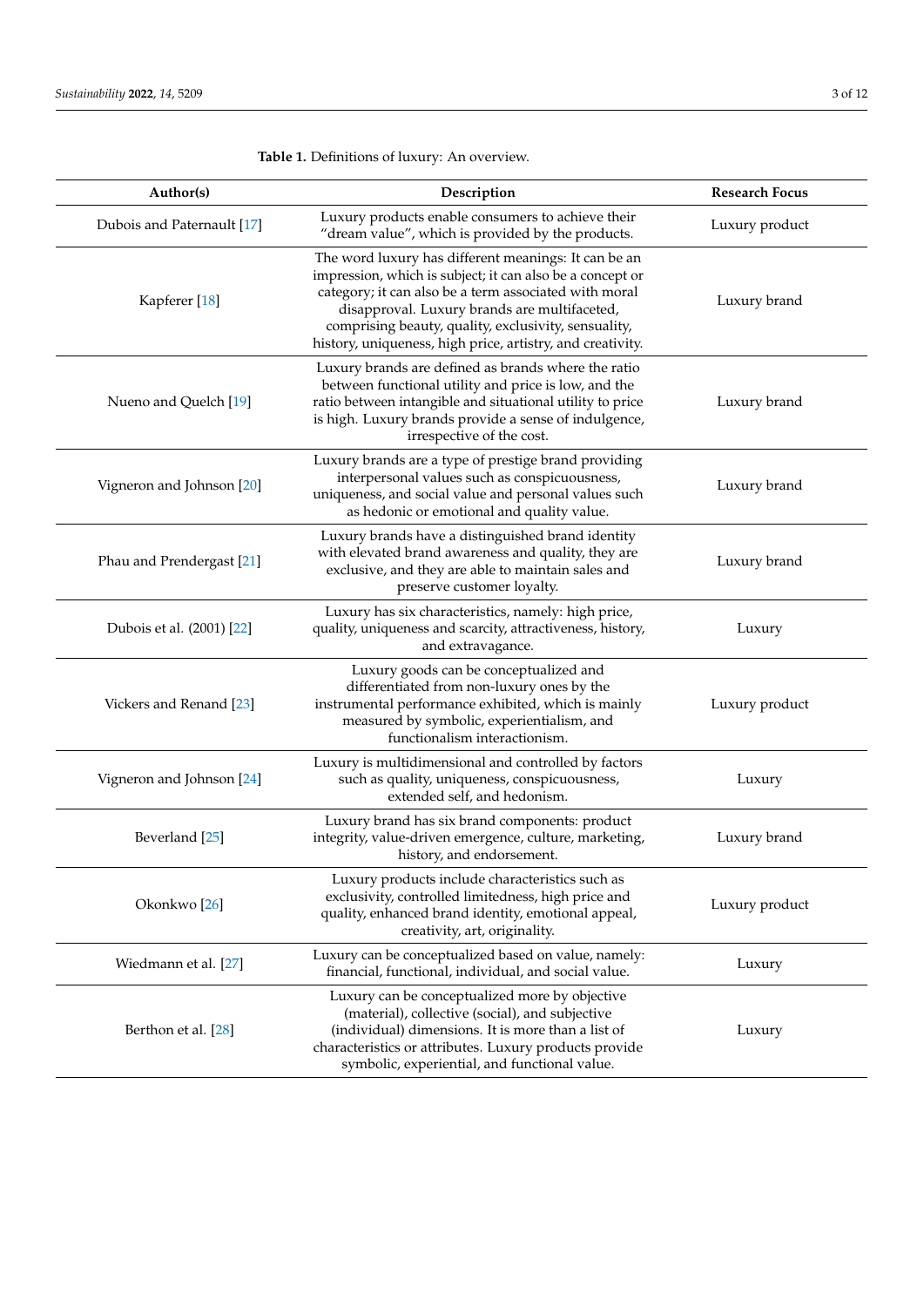**Table 1.** Definitions of luxury: An overview.

| Author(s) | Description | Research Focus |
| --- | --- | --- |
| Dubois and Paternault [17] | Luxury products enable consumers to achieve their "dream value", which is provided by the products. | Luxury product |
| Kapferer [18] | The word luxury has different meanings: It can be an impression, which is subject; it can also be a concept or category; it can also be a term associated with moral disapproval. Luxury brands are multifaceted, comprising beauty, quality, exclusivity, sensuality, history, uniqueness, high price, artistry, and creativity. | Luxury brand |
| Nueno and Quelch [19] | Luxury brands are defined as brands where the ratio between functional utility and price is low, and the ratio between intangible and situational utility to price is high. Luxury brands provide a sense of indulgence, irrespective of the cost. | Luxury brand |
| Vigneron and Johnson [20] | Luxury brands are a type of prestige brand providing interpersonal values such as conspicuousness, uniqueness, and social value and personal values such as hedonic or emotional and quality value. | Luxury brand |
| Phau and Prendergast [21] | Luxury brands have a distinguished brand identity with elevated brand awareness and quality, they are exclusive, and they are able to maintain sales and preserve customer loyalty. | Luxury brand |
| Dubois et al. (2001) [22] | Luxury has six characteristics, namely: high price, quality, uniqueness and scarcity, attractiveness, history, and extravagance. | Luxury |
| Vickers and Renand [23] | Luxury goods can be conceptualized and differentiated from non-luxury ones by the instrumental performance exhibited, which is mainly measured by symbolic, experientialism, and functionalism interactionism. | Luxury product |
| Vigneron and Johnson [24] | Luxury is multidimensional and controlled by factors such as quality, uniqueness, conspicuousness, extended self, and hedonism. | Luxury |
| Beverland [25] | Luxury brand has six brand components: product integrity, value-driven emergence, culture, marketing, history, and endorsement. | Luxury brand |
| Okonkwo [26] | Luxury products include characteristics such as exclusivity, controlled limitedness, high price and quality, enhanced brand identity, emotional appeal, creativity, art, originality. | Luxury product |
| Wiedmann et al. [27] | Luxury can be conceptualized based on value, namely: financial, functional, individual, and social value. | Luxury |
| Berthon et al. [28] | Luxury can be conceptualized more by objective (material), collective (social), and subjective (individual) dimensions. It is more than a list of characteristics or attributes. Luxury products provide symbolic, experiential, and functional value. | Luxury |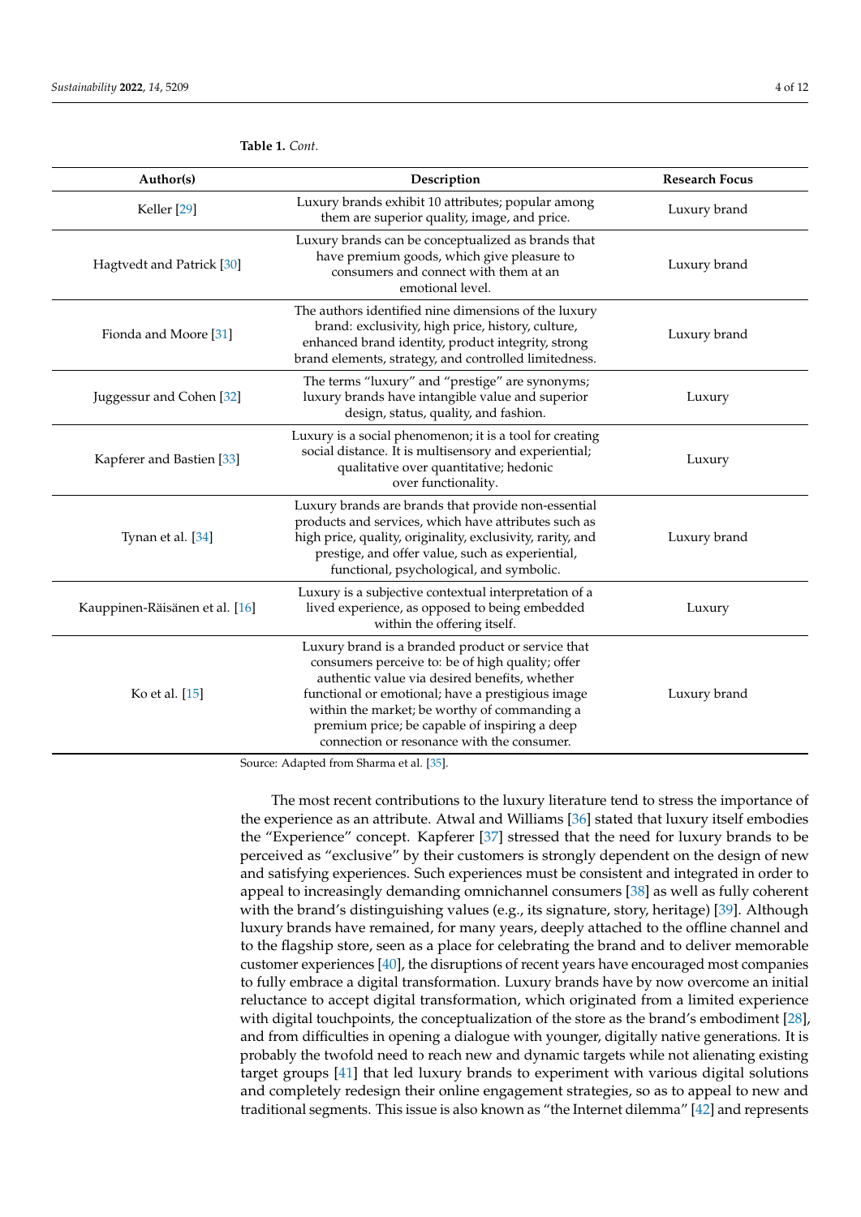**Table 1.** *Cont.*

| Author(s) | Description | Research Focus |
|---|---|---|
| Keller [29] | Luxury brands exhibit 10 attributes; popular among them are superior quality, image, and price. | Luxury brand |
| Hagtvedt and Patrick [30] | Luxury brands can be conceptualized as brands that have premium goods, which give pleasure to consumers and connect with them at an emotional level. | Luxury brand |
| Fionda and Moore [31] | The authors identified nine dimensions of the luxury brand: exclusivity, high price, history, culture, enhanced brand identity, product integrity, strong brand elements, strategy, and controlled limitedness. | Luxury brand |
| Juggessur and Cohen [32] | The terms "luxury" and "prestige" are synonyms; luxury brands have intangible value and superior design, status, quality, and fashion. | Luxury |
| Kapferer and Bastien [33] | Luxury is a social phenomenon; it is a tool for creating social distance. It is multisensory and experiential; qualitative over quantitative; hedonic over functionality. | Luxury |
| Tynan et al. [34] | Luxury brands are brands that provide non-essential products and services, which have attributes such as high price, quality, originality, exclusivity, rarity, and prestige, and offer value, such as experiential, functional, psychological, and symbolic. | Luxury brand |
| Kauppinen-Räisänen et al. [16] | Luxury is a subjective contextual interpretation of a lived experience, as opposed to being embedded within the offering itself. | Luxury |
| Ko et al. [15] | Luxury brand is a branded product or service that consumers perceive to: be of high quality; offer authentic value via desired benefits, whether functional or emotional; have a prestigious image within the market; be worthy of commanding a premium price; be capable of inspiring a deep connection or resonance with the consumer. | Luxury brand |

Source: Adapted from Sharma et al. [35].

The most recent contributions to the luxury literature tend to stress the importance of the experience as an attribute. Atwal and Williams [36] stated that luxury itself embodies the "Experience" concept. Kapferer [37] stressed that the need for luxury brands to be perceived as "exclusive" by their customers is strongly dependent on the design of new and satisfying experiences. Such experiences must be consistent and integrated in order to appeal to increasingly demanding omnichannel consumers [38] as well as fully coherent with the brand's distinguishing values (e.g., its signature, story, heritage) [39]. Although luxury brands have remained, for many years, deeply attached to the offline channel and to the flagship store, seen as a place for celebrating the brand and to deliver memorable customer experiences [40], the disruptions of recent years have encouraged most companies to fully embrace a digital transformation. Luxury brands have by now overcome an initial reluctance to accept digital transformation, which originated from a limited experience with digital touchpoints, the conceptualization of the store as the brand's embodiment [28], and from difficulties in opening a dialogue with younger, digitally native generations. It is probably the twofold need to reach new and dynamic targets while not alienating existing target groups [41] that led luxury brands to experiment with various digital solutions and completely redesign their online engagement strategies, so as to appeal to new and traditional segments. This issue is also known as "the Internet dilemma" [42] and represents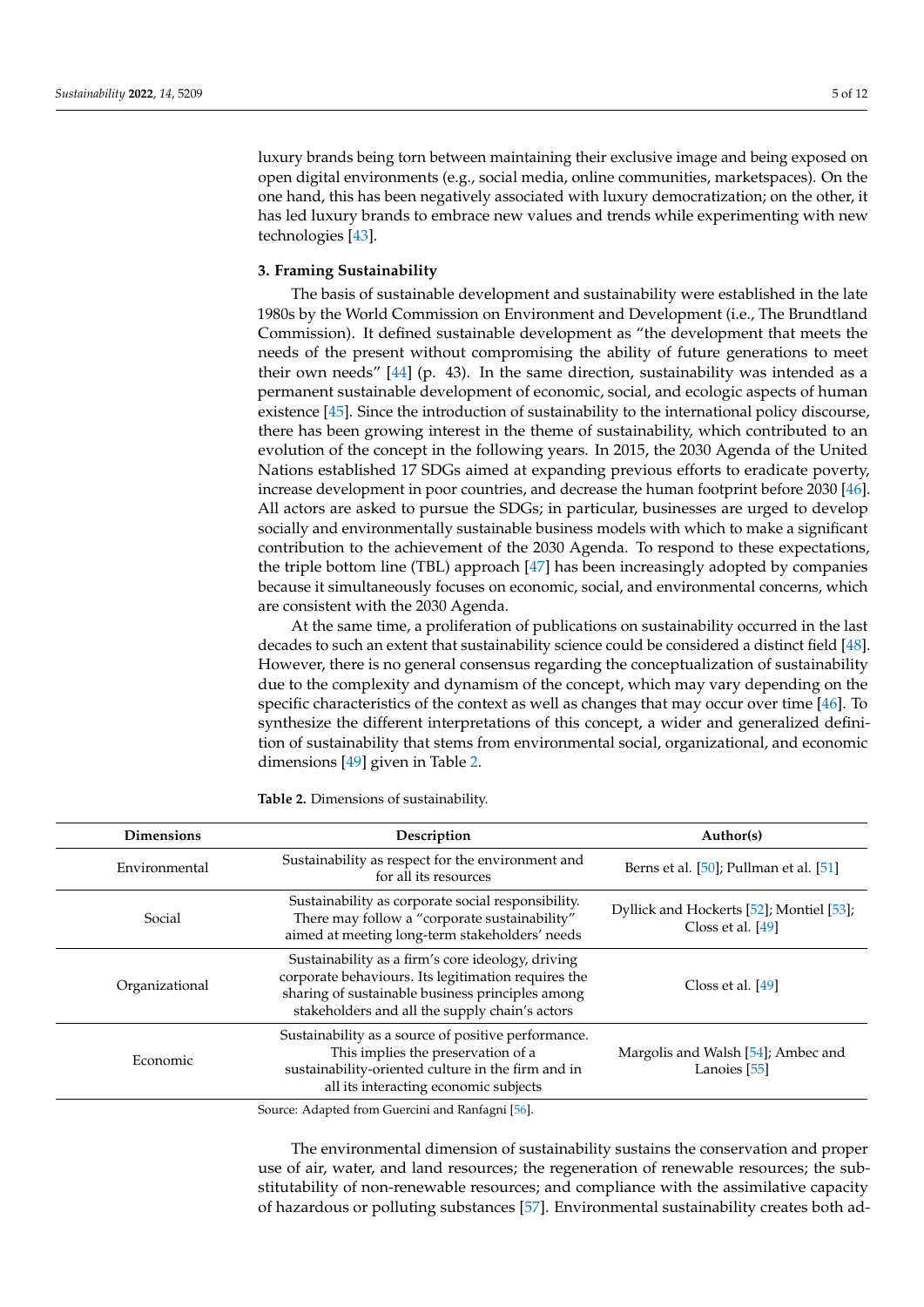luxury brands being torn between maintaining their exclusive image and being exposed on open digital environments (e.g., social media, online communities, marketspaces). On the one hand, this has been negatively associated with luxury democratization; on the other, it has led luxury brands to embrace new values and trends while experimenting with new technologies [43].

## 3. Framing Sustainability

The basis of sustainable development and sustainability were established in the late 1980s by the World Commission on Environment and Development (i.e., The Brundtland Commission). It defined sustainable development as "the development that meets the needs of the present without compromising the ability of future generations to meet their own needs" [44] (p. 43). In the same direction, sustainability was intended as a permanent sustainable development of economic, social, and ecologic aspects of human existence [45]. Since the introduction of sustainability to the international policy discourse, there has been growing interest in the theme of sustainability, which contributed to an evolution of the concept in the following years. In 2015, the 2030 Agenda of the United Nations established 17 SDGs aimed at expanding previous efforts to eradicate poverty, increase development in poor countries, and decrease the human footprint before 2030 [46]. All actors are asked to pursue the SDGs; in particular, businesses are urged to develop socially and environmentally sustainable business models with which to make a significant contribution to the achievement of the 2030 Agenda. To respond to these expectations, the triple bottom line (TBL) approach [47] has been increasingly adopted by companies because it simultaneously focuses on economic, social, and environmental concerns, which are consistent with the 2030 Agenda.

At the same time, a proliferation of publications on sustainability occurred in the last decades to such an extent that sustainability science could be considered a distinct field [48]. However, there is no general consensus regarding the conceptualization of sustainability due to the complexity and dynamism of the concept, which may vary depending on the specific characteristics of the context as well as changes that may occur over time [46]. To synthesize the different interpretations of this concept, a wider and generalized definition of sustainability that stems from environmental social, organizational, and economic dimensions [49] given in Table 2.

**Table 2.** Dimensions of sustainability.

| Dimensions | Description | Author(s) |
| --- | --- | --- |
| Environmental | Sustainability as respect for the environment and for all its resources | Berns et al. [50]; Pullman et al. [51] |
| Social | Sustainability as corporate social responsibility. There may follow a "corporate sustainability" aimed at meeting long-term stakeholders' needs | Dyllick and Hockerts [52]; Montiel [53]; Closs et al. [49] |
| Organizational | Sustainability as a firm's core ideology, driving corporate behaviours. Its legitimation requires the sharing of sustainable business principles among stakeholders and all the supply chain's actors | Closs et al. [49] |
| Economic | Sustainability as a source of positive performance. This implies the preservation of a sustainability-oriented culture in the firm and in all its interacting economic subjects | Margolis and Walsh [54]; Ambec and Lanoies [55] |

Source: Adapted from Guercini and Ranfagni [56].

The environmental dimension of sustainability sustains the conservation and proper use of air, water, and land resources; the regeneration of renewable resources; the substitutability of non-renewable resources; and compliance with the assimilative capacity of hazardous or polluting substances [57]. Environmental sustainability creates both ad-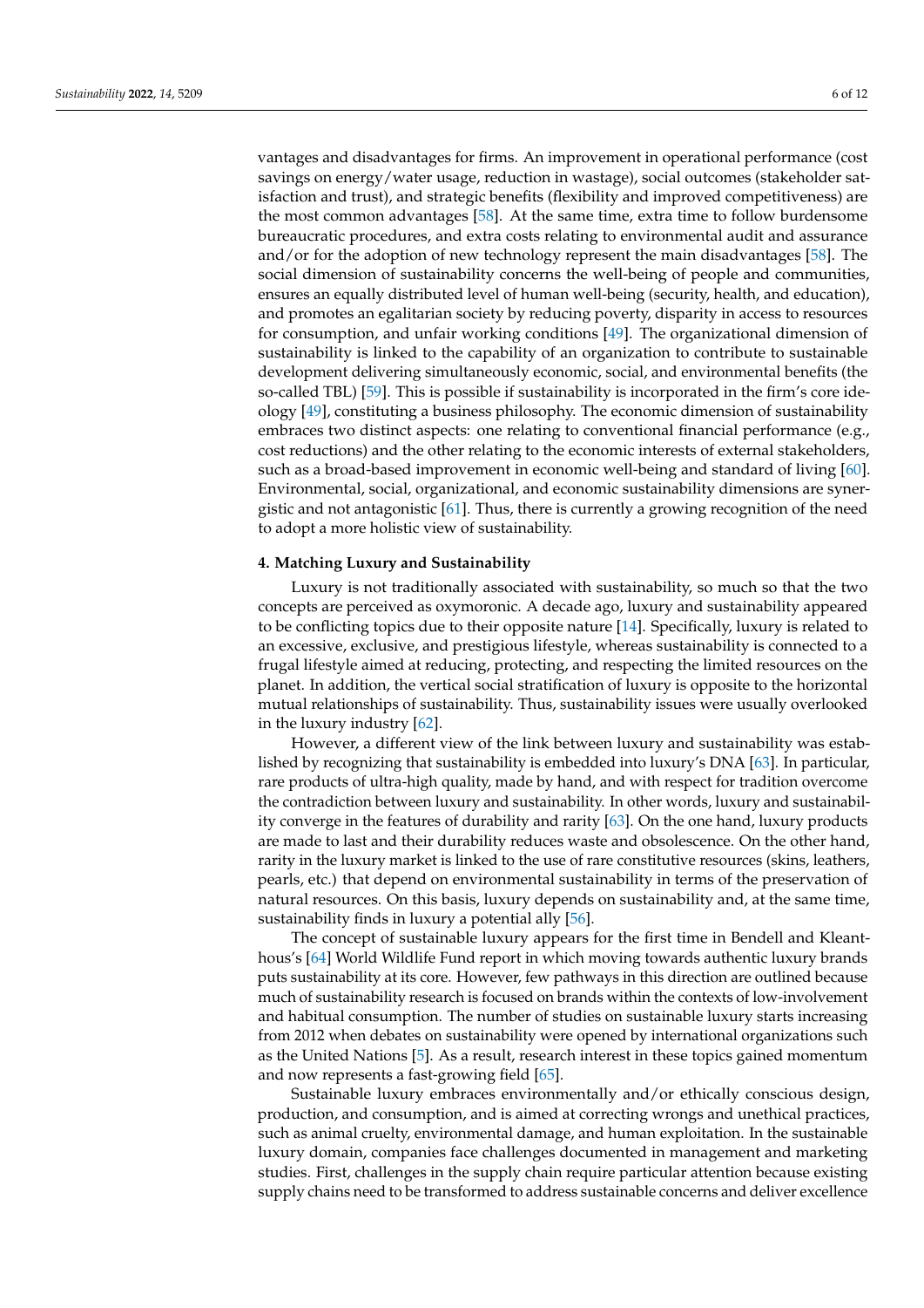vantages and disadvantages for firms. An improvement in operational performance (cost savings on energy/water usage, reduction in wastage), social outcomes (stakeholder satisfaction and trust), and strategic benefits (flexibility and improved competitiveness) are the most common advantages [58]. At the same time, extra time to follow burdensome bureaucratic procedures, and extra costs relating to environmental audit and assurance and/or for the adoption of new technology represent the main disadvantages [58]. The social dimension of sustainability concerns the well-being of people and communities, ensures an equally distributed level of human well-being (security, health, and education), and promotes an egalitarian society by reducing poverty, disparity in access to resources for consumption, and unfair working conditions [49]. The organizational dimension of sustainability is linked to the capability of an organization to contribute to sustainable development delivering simultaneously economic, social, and environmental benefits (the so-called TBL) [59]. This is possible if sustainability is incorporated in the firm's core ideology [49], constituting a business philosophy. The economic dimension of sustainability embraces two distinct aspects: one relating to conventional financial performance (e.g., cost reductions) and the other relating to the economic interests of external stakeholders, such as a broad-based improvement in economic well-being and standard of living [60]. Environmental, social, organizational, and economic sustainability dimensions are synergistic and not antagonistic [61]. Thus, there is currently a growing recognition of the need to adopt a more holistic view of sustainability.

## 4. Matching Luxury and Sustainability

Luxury is not traditionally associated with sustainability, so much so that the two concepts are perceived as oxymoronic. A decade ago, luxury and sustainability appeared to be conflicting topics due to their opposite nature [14]. Specifically, luxury is related to an excessive, exclusive, and prestigious lifestyle, whereas sustainability is connected to a frugal lifestyle aimed at reducing, protecting, and respecting the limited resources on the planet. In addition, the vertical social stratification of luxury is opposite to the horizontal mutual relationships of sustainability. Thus, sustainability issues were usually overlooked in the luxury industry [62].

However, a different view of the link between luxury and sustainability was established by recognizing that sustainability is embedded into luxury's DNA [63]. In particular, rare products of ultra-high quality, made by hand, and with respect for tradition overcome the contradiction between luxury and sustainability. In other words, luxury and sustainability converge in the features of durability and rarity [63]. On the one hand, luxury products are made to last and their durability reduces waste and obsolescence. On the other hand, rarity in the luxury market is linked to the use of rare constitutive resources (skins, leathers, pearls, etc.) that depend on environmental sustainability in terms of the preservation of natural resources. On this basis, luxury depends on sustainability and, at the same time, sustainability finds in luxury a potential ally [56].

The concept of sustainable luxury appears for the first time in Bendell and Kleanthous's [64] World Wildlife Fund report in which moving towards authentic luxury brands puts sustainability at its core. However, few pathways in this direction are outlined because much of sustainability research is focused on brands within the contexts of low-involvement and habitual consumption. The number of studies on sustainable luxury starts increasing from 2012 when debates on sustainability were opened by international organizations such as the United Nations [5]. As a result, research interest in these topics gained momentum and now represents a fast-growing field [65].

Sustainable luxury embraces environmentally and/or ethically conscious design, production, and consumption, and is aimed at correcting wrongs and unethical practices, such as animal cruelty, environmental damage, and human exploitation. In the sustainable luxury domain, companies face challenges documented in management and marketing studies. First, challenges in the supply chain require particular attention because existing supply chains need to be transformed to address sustainable concerns and deliver excellence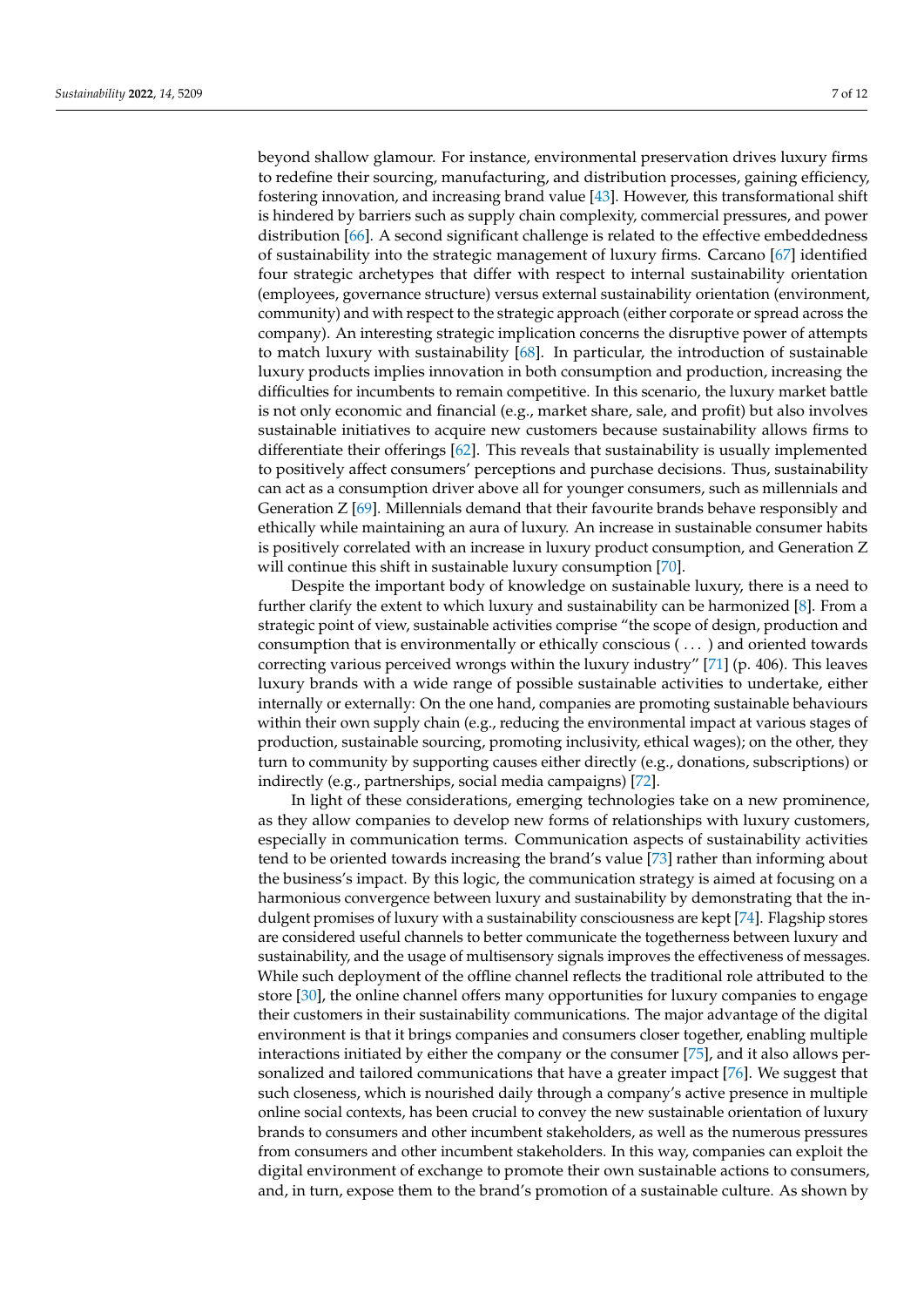beyond shallow glamour. For instance, environmental preservation drives luxury firms to redefine their sourcing, manufacturing, and distribution processes, gaining efficiency, fostering innovation, and increasing brand value [43]. However, this transformational shift is hindered by barriers such as supply chain complexity, commercial pressures, and power distribution [66]. A second significant challenge is related to the effective embeddedness of sustainability into the strategic management of luxury firms. Carcano [67] identified four strategic archetypes that differ with respect to internal sustainability orientation (employees, governance structure) versus external sustainability orientation (environment, community) and with respect to the strategic approach (either corporate or spread across the company). An interesting strategic implication concerns the disruptive power of attempts to match luxury with sustainability [68]. In particular, the introduction of sustainable luxury products implies innovation in both consumption and production, increasing the difficulties for incumbents to remain competitive. In this scenario, the luxury market battle is not only economic and financial (e.g., market share, sale, and profit) but also involves sustainable initiatives to acquire new customers because sustainability allows firms to differentiate their offerings [62]. This reveals that sustainability is usually implemented to positively affect consumers' perceptions and purchase decisions. Thus, sustainability can act as a consumption driver above all for younger consumers, such as millennials and Generation Z [69]. Millennials demand that their favourite brands behave responsibly and ethically while maintaining an aura of luxury. An increase in sustainable consumer habits is positively correlated with an increase in luxury product consumption, and Generation Z will continue this shift in sustainable luxury consumption [70].

Despite the important body of knowledge on sustainable luxury, there is a need to further clarify the extent to which luxury and sustainability can be harmonized [8]. From a strategic point of view, sustainable activities comprise "the scope of design, production and consumption that is environmentally or ethically conscious ( . . . ) and oriented towards correcting various perceived wrongs within the luxury industry" [71] (p. 406). This leaves luxury brands with a wide range of possible sustainable activities to undertake, either internally or externally: On the one hand, companies are promoting sustainable behaviours within their own supply chain (e.g., reducing the environmental impact at various stages of production, sustainable sourcing, promoting inclusivity, ethical wages); on the other, they turn to community by supporting causes either directly (e.g., donations, subscriptions) or indirectly (e.g., partnerships, social media campaigns) [72].

In light of these considerations, emerging technologies take on a new prominence, as they allow companies to develop new forms of relationships with luxury customers, especially in communication terms. Communication aspects of sustainability activities tend to be oriented towards increasing the brand's value [73] rather than informing about the business's impact. By this logic, the communication strategy is aimed at focusing on a harmonious convergence between luxury and sustainability by demonstrating that the indulgent promises of luxury with a sustainability consciousness are kept [74]. Flagship stores are considered useful channels to better communicate the togetherness between luxury and sustainability, and the usage of multisensory signals improves the effectiveness of messages. While such deployment of the offline channel reflects the traditional role attributed to the store [30], the online channel offers many opportunities for luxury companies to engage their customers in their sustainability communications. The major advantage of the digital environment is that it brings companies and consumers closer together, enabling multiple interactions initiated by either the company or the consumer [75], and it also allows personalized and tailored communications that have a greater impact [76]. We suggest that such closeness, which is nourished daily through a company's active presence in multiple online social contexts, has been crucial to convey the new sustainable orientation of luxury brands to consumers and other incumbent stakeholders, as well as the numerous pressures from consumers and other incumbent stakeholders. In this way, companies can exploit the digital environment of exchange to promote their own sustainable actions to consumers, and, in turn, expose them to the brand's promotion of a sustainable culture. As shown by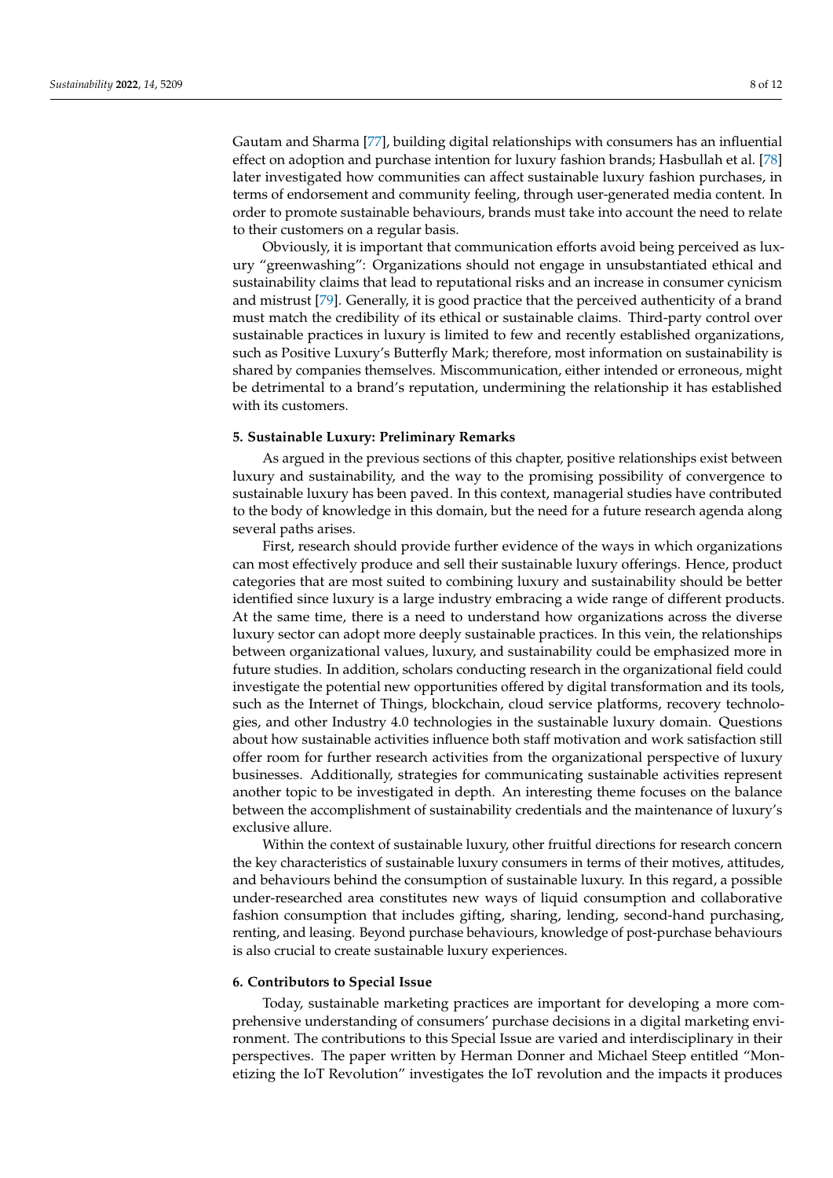Gautam and Sharma [77], building digital relationships with consumers has an influential effect on adoption and purchase intention for luxury fashion brands; Hasbullah et al. [78] later investigated how communities can affect sustainable luxury fashion purchases, in terms of endorsement and community feeling, through user-generated media content. In order to promote sustainable behaviours, brands must take into account the need to relate to their customers on a regular basis.

Obviously, it is important that communication efforts avoid being perceived as luxury "greenwashing": Organizations should not engage in unsubstantiated ethical and sustainability claims that lead to reputational risks and an increase in consumer cynicism and mistrust [79]. Generally, it is good practice that the perceived authenticity of a brand must match the credibility of its ethical or sustainable claims. Third-party control over sustainable practices in luxury is limited to few and recently established organizations, such as Positive Luxury's Butterfly Mark; therefore, most information on sustainability is shared by companies themselves. Miscommunication, either intended or erroneous, might be detrimental to a brand's reputation, undermining the relationship it has established with its customers.

## 5. Sustainable Luxury: Preliminary Remarks

As argued in the previous sections of this chapter, positive relationships exist between luxury and sustainability, and the way to the promising possibility of convergence to sustainable luxury has been paved. In this context, managerial studies have contributed to the body of knowledge in this domain, but the need for a future research agenda along several paths arises.

First, research should provide further evidence of the ways in which organizations can most effectively produce and sell their sustainable luxury offerings. Hence, product categories that are most suited to combining luxury and sustainability should be better identified since luxury is a large industry embracing a wide range of different products. At the same time, there is a need to understand how organizations across the diverse luxury sector can adopt more deeply sustainable practices. In this vein, the relationships between organizational values, luxury, and sustainability could be emphasized more in future studies. In addition, scholars conducting research in the organizational field could investigate the potential new opportunities offered by digital transformation and its tools, such as the Internet of Things, blockchain, cloud service platforms, recovery technologies, and other Industry 4.0 technologies in the sustainable luxury domain. Questions about how sustainable activities influence both staff motivation and work satisfaction still offer room for further research activities from the organizational perspective of luxury businesses. Additionally, strategies for communicating sustainable activities represent another topic to be investigated in depth. An interesting theme focuses on the balance between the accomplishment of sustainability credentials and the maintenance of luxury's exclusive allure.

Within the context of sustainable luxury, other fruitful directions for research concern the key characteristics of sustainable luxury consumers in terms of their motives, attitudes, and behaviours behind the consumption of sustainable luxury. In this regard, a possible under-researched area constitutes new ways of liquid consumption and collaborative fashion consumption that includes gifting, sharing, lending, second-hand purchasing, renting, and leasing. Beyond purchase behaviours, knowledge of post-purchase behaviours is also crucial to create sustainable luxury experiences.

## 6. Contributors to Special Issue

Today, sustainable marketing practices are important for developing a more comprehensive understanding of consumers' purchase decisions in a digital marketing environment. The contributions to this Special Issue are varied and interdisciplinary in their perspectives. The paper written by Herman Donner and Michael Steep entitled "Monetizing the IoT Revolution" investigates the IoT revolution and the impacts it produces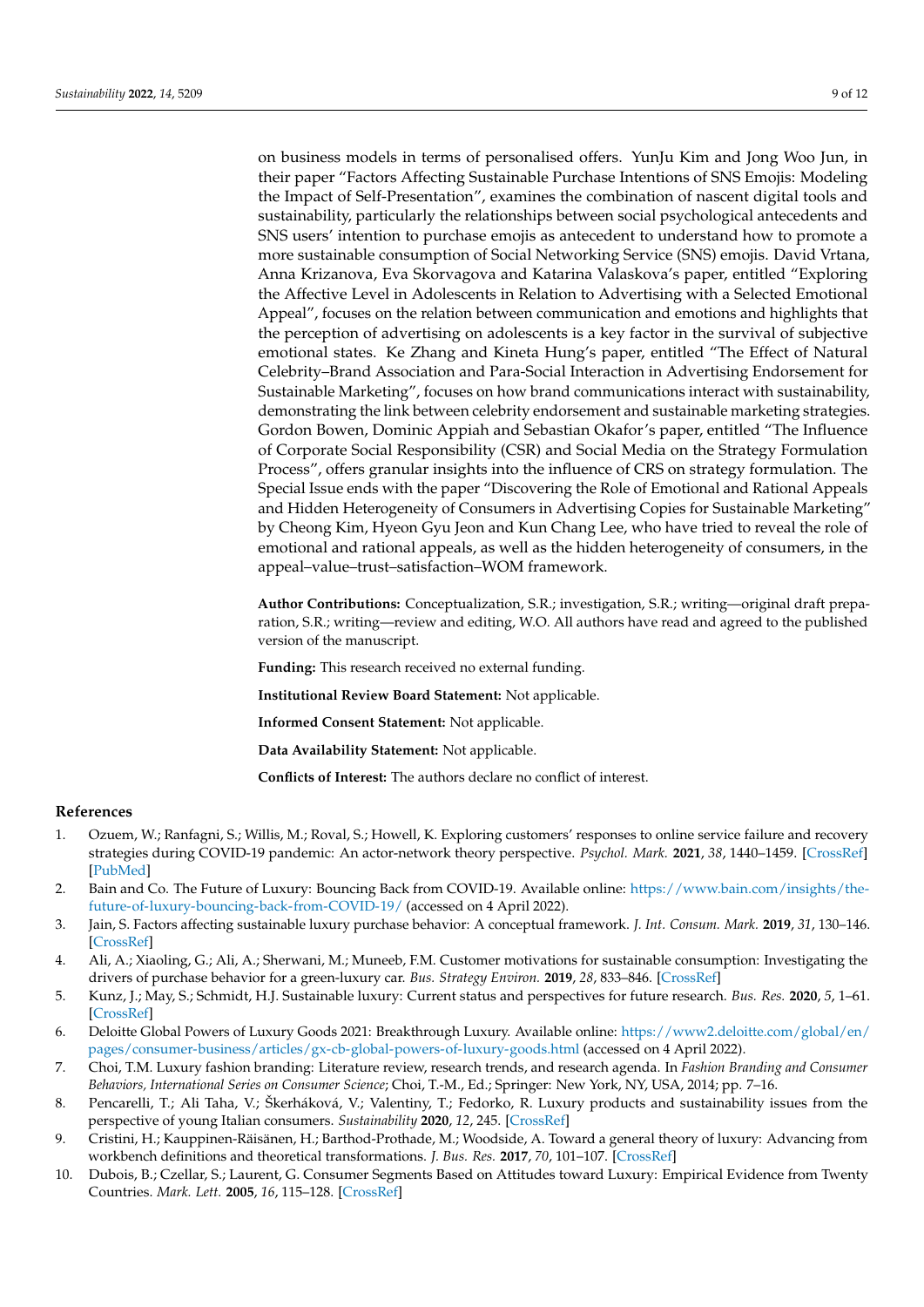on business models in terms of personalised offers. YunJu Kim and Jong Woo Jun, in their paper "Factors Affecting Sustainable Purchase Intentions of SNS Emojis: Modeling the Impact of Self-Presentation", examines the combination of nascent digital tools and sustainability, particularly the relationships between social psychological antecedents and SNS users' intention to purchase emojis as antecedent to understand how to promote a more sustainable consumption of Social Networking Service (SNS) emojis. David Vrtana, Anna Krizanova, Eva Skorvagova and Katarina Valaskova's paper, entitled "Exploring the Affective Level in Adolescents in Relation to Advertising with a Selected Emotional Appeal", focuses on the relation between communication and emotions and highlights that the perception of advertising on adolescents is a key factor in the survival of subjective emotional states. Ke Zhang and Kineta Hung's paper, entitled "The Effect of Natural Celebrity–Brand Association and Para-Social Interaction in Advertising Endorsement for Sustainable Marketing", focuses on how brand communications interact with sustainability, demonstrating the link between celebrity endorsement and sustainable marketing strategies. Gordon Bowen, Dominic Appiah and Sebastian Okafor's paper, entitled "The Influence of Corporate Social Responsibility (CSR) and Social Media on the Strategy Formulation Process", offers granular insights into the influence of CRS on strategy formulation. The Special Issue ends with the paper "Discovering the Role of Emotional and Rational Appeals and Hidden Heterogeneity of Consumers in Advertising Copies for Sustainable Marketing" by Cheong Kim, Hyeon Gyu Jeon and Kun Chang Lee, who have tried to reveal the role of emotional and rational appeals, as well as the hidden heterogeneity of consumers, in the appeal–value–trust–satisfaction–WOM framework.

**Author Contributions:** Conceptualization, S.R.; investigation, S.R.; writing—original draft preparation, S.R.; writing—review and editing, W.O. All authors have read and agreed to the published version of the manuscript.

**Funding:** This research received no external funding.

**Institutional Review Board Statement:** Not applicable.

**Informed Consent Statement:** Not applicable.

**Data Availability Statement:** Not applicable.

**Conflicts of Interest:** The authors declare no conflict of interest.

## References

1. Ozuem, W.; Ranfagni, S.; Willis, M.; Roval, S.; Howell, K. Exploring customers' responses to online service failure and recovery strategies during COVID-19 pandemic: An actor-network theory perspective. *Psychol. Mark.* **2021**, *38*, 1440–1459. [CrossRef] [PubMed]
2. Bain and Co. The Future of Luxury: Bouncing Back from COVID-19. Available online: https://www.bain.com/insights/the-future-of-luxury-bouncing-back-from-COVID-19/ (accessed on 4 April 2022).
3. Jain, S. Factors affecting sustainable luxury purchase behavior: A conceptual framework. *J. Int. Consum. Mark.* **2019**, *31*, 130–146. [CrossRef]
4. Ali, A.; Xiaoling, G.; Ali, A.; Sherwani, M.; Muneeb, F.M. Customer motivations for sustainable consumption: Investigating the drivers of purchase behavior for a green-luxury car. *Bus. Strategy Environ.* **2019**, *28*, 833–846. [CrossRef]
5. Kunz, J.; May, S.; Schmidt, H.J. Sustainable luxury: Current status and perspectives for future research. *Bus. Res.* **2020**, *5*, 1–61. [CrossRef]
6. Deloitte Global Powers of Luxury Goods 2021: Breakthrough Luxury. Available online: https://www2.deloitte.com/global/en/pages/consumer-business/articles/gx-cb-global-powers-of-luxury-goods.html (accessed on 4 April 2022).
7. Choi, T.M. Luxury fashion branding: Literature review, research trends, and research agenda. In *Fashion Branding and Consumer Behaviors, International Series on Consumer Science*; Choi, T.-M., Ed.; Springer: New York, NY, USA, 2014; pp. 7–16.
8. Pencarelli, T.; Ali Taha, V.; Škerháková, V.; Valentiny, T.; Fedorko, R. Luxury products and sustainability issues from the perspective of young Italian consumers. *Sustainability* **2020**, *12*, 245. [CrossRef]
9. Cristini, H.; Kauppinen-Räisänen, H.; Barthod-Prothade, M.; Woodside, A. Toward a general theory of luxury: Advancing from workbench definitions and theoretical transformations. *J. Bus. Res.* **2017**, *70*, 101–107. [CrossRef]
10. Dubois, B.; Czellar, S.; Laurent, G. Consumer Segments Based on Attitudes toward Luxury: Empirical Evidence from Twenty Countries. *Mark. Lett.* **2005**, *16*, 115–128. [CrossRef]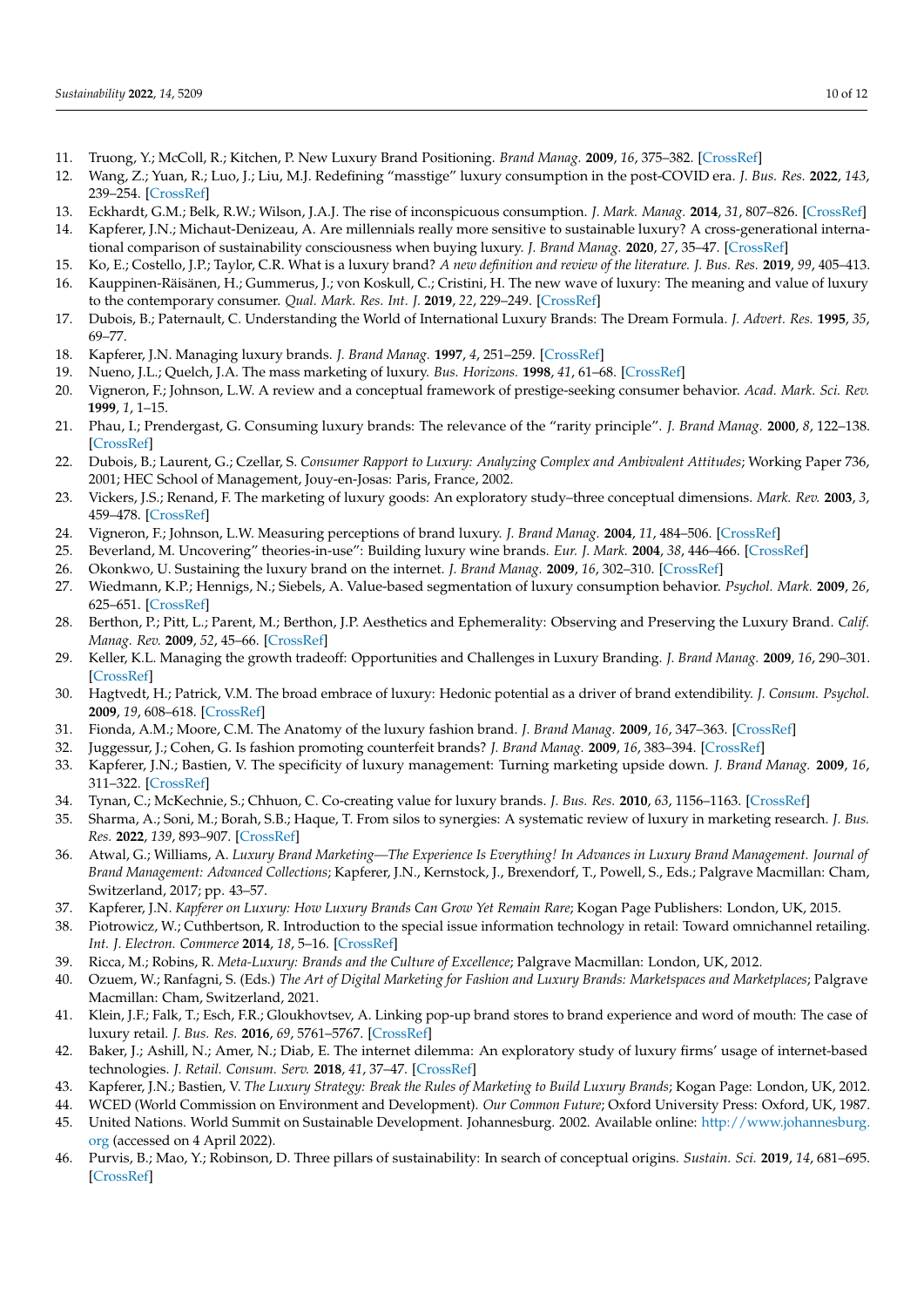11. Truong, Y.; McColl, R.; Kitchen, P. New Luxury Brand Positioning. *Brand Manag.* **2009**, *16*, 375–382. [CrossRef]
12. Wang, Z.; Yuan, R.; Luo, J.; Liu, M.J. Redefining "masstige" luxury consumption in the post-COVID era. *J. Bus. Res.* **2022**, *143*, 239–254. [CrossRef]
13. Eckhardt, G.M.; Belk, R.W.; Wilson, J.A.J. The rise of inconspicuous consumption. *J. Mark. Manag.* **2014**, *31*, 807–826. [CrossRef]
14. Kapferer, J.N.; Michaut-Denizeau, A. Are millennials really more sensitive to sustainable luxury? A cross-generational international comparison of sustainability consciousness when buying luxury. *J. Brand Manag.* **2020**, *27*, 35–47. [CrossRef]
15. Ko, E.; Costello, J.P.; Taylor, C.R. What is a luxury brand? *A new definition and review of the literature. J. Bus. Res.* **2019**, *99*, 405–413.
16. Kauppinen-Räisänen, H.; Gummerus, J.; von Koskull, C.; Cristini, H. The new wave of luxury: The meaning and value of luxury to the contemporary consumer. *Qual. Mark. Res. Int. J.* **2019**, *22*, 229–249. [CrossRef]
17. Dubois, B.; Paternault, C. Understanding the World of International Luxury Brands: The Dream Formula. *J. Advert. Res.* **1995**, *35*, 69–77.
18. Kapferer, J.N. Managing luxury brands. *J. Brand Manag.* **1997**, *4*, 251–259. [CrossRef]
19. Nueno, J.L.; Quelch, J.A. The mass marketing of luxury. *Bus. Horizons.* **1998**, *41*, 61–68. [CrossRef]
20. Vigneron, F.; Johnson, L.W. A review and a conceptual framework of prestige-seeking consumer behavior. *Acad. Mark. Sci. Rev.* **1999**, *1*, 1–15.
21. Phau, I.; Prendergast, G. Consuming luxury brands: The relevance of the "rarity principle". *J. Brand Manag.* **2000**, *8*, 122–138. [CrossRef]
22. Dubois, B.; Laurent, G.; Czellar, S. *Consumer Rapport to Luxury: Analyzing Complex and Ambivalent Attitudes*; Working Paper 736, 2001; HEC School of Management, Jouy-en-Josas: Paris, France, 2002.
23. Vickers, J.S.; Renand, F. The marketing of luxury goods: An exploratory study–three conceptual dimensions. *Mark. Rev.* **2003**, *3*, 459–478. [CrossRef]
24. Vigneron, F.; Johnson, L.W. Measuring perceptions of brand luxury. *J. Brand Manag.* **2004**, *11*, 484–506. [CrossRef]
25. Beverland, M. Uncovering" theories-in-use": Building luxury wine brands. *Eur. J. Mark.* **2004**, *38*, 446–466. [CrossRef]
26. Okonkwo, U. Sustaining the luxury brand on the internet. *J. Brand Manag.* **2009**, *16*, 302–310. [CrossRef]
27. Wiedmann, K.P.; Hennigs, N.; Siebels, A. Value-based segmentation of luxury consumption behavior. *Psychol. Mark.* **2009**, *26*, 625–651. [CrossRef]
28. Berthon, P.; Pitt, L.; Parent, M.; Berthon, J.P. Aesthetics and Ephemerality: Observing and Preserving the Luxury Brand. *Calif. Manag. Rev.* **2009**, *52*, 45–66. [CrossRef]
29. Keller, K.L. Managing the growth tradeoff: Opportunities and Challenges in Luxury Branding. *J. Brand Manag.* **2009**, *16*, 290–301. [CrossRef]
30. Hagtvedt, H.; Patrick, V.M. The broad embrace of luxury: Hedonic potential as a driver of brand extendibility. *J. Consum. Psychol.* **2009**, *19*, 608–618. [CrossRef]
31. Fionda, A.M.; Moore, C.M. The Anatomy of the luxury fashion brand. *J. Brand Manag.* **2009**, *16*, 347–363. [CrossRef]
32. Juggessur, J.; Cohen, G. Is fashion promoting counterfeit brands? *J. Brand Manag.* **2009**, *16*, 383–394. [CrossRef]
33. Kapferer, J.N.; Bastien, V. The specificity of luxury management: Turning marketing upside down. *J. Brand Manag.* **2009**, *16*, 311–322. [CrossRef]
34. Tynan, C.; McKechnie, S.; Chhuon, C. Co-creating value for luxury brands. *J. Bus. Res.* **2010**, *63*, 1156–1163. [CrossRef]
35. Sharma, A.; Soni, M.; Borah, S.B.; Haque, T. From silos to synergies: A systematic review of luxury in marketing research. *J. Bus. Res.* **2022**, *139*, 893–907. [CrossRef]
36. Atwal, G.; Williams, A. *Luxury Brand Marketing—The Experience Is Everything! In Advances in Luxury Brand Management. Journal of Brand Management: Advanced Collections*; Kapferer, J.N., Kernstock, J., Brexendorf, T., Powell, S., Eds.; Palgrave Macmillan: Cham, Switzerland, 2017; pp. 43–57.
37. Kapferer, J.N. *Kapferer on Luxury: How Luxury Brands Can Grow Yet Remain Rare*; Kogan Page Publishers: London, UK, 2015.
38. Piotrowicz, W.; Cuthbertson, R. Introduction to the special issue information technology in retail: Toward omnichannel retailing. *Int. J. Electron. Commerce* **2014**, *18*, 5–16. [CrossRef]
39. Ricca, M.; Robins, R. *Meta-Luxury: Brands and the Culture of Excellence*; Palgrave Macmillan: London, UK, 2012.
40. Ozuem, W.; Ranfagni, S. (Eds.) *The Art of Digital Marketing for Fashion and Luxury Brands: Marketspaces and Marketplaces*; Palgrave Macmillan: Cham, Switzerland, 2021.
41. Klein, J.F.; Falk, T.; Esch, F.R.; Gloukhovtsev, A. Linking pop-up brand stores to brand experience and word of mouth: The case of luxury retail. *J. Bus. Res.* **2016**, *69*, 5761–5767. [CrossRef]
42. Baker, J.; Ashill, N.; Amer, N.; Diab, E. The internet dilemma: An exploratory study of luxury firms' usage of internet-based technologies. *J. Retail. Consum. Serv.* **2018**, *41*, 37–47. [CrossRef]
43. Kapferer, J.N.; Bastien, V. *The Luxury Strategy: Break the Rules of Marketing to Build Luxury Brands*; Kogan Page: London, UK, 2012.
44. WCED (World Commission on Environment and Development). *Our Common Future*; Oxford University Press: Oxford, UK, 1987.
45. United Nations. World Summit on Sustainable Development. Johannesburg. 2002. Available online: http://www.johannesburg.org (accessed on 4 April 2022).
46. Purvis, B.; Mao, Y.; Robinson, D. Three pillars of sustainability: In search of conceptual origins. *Sustain. Sci.* **2019**, *14*, 681–695. [CrossRef]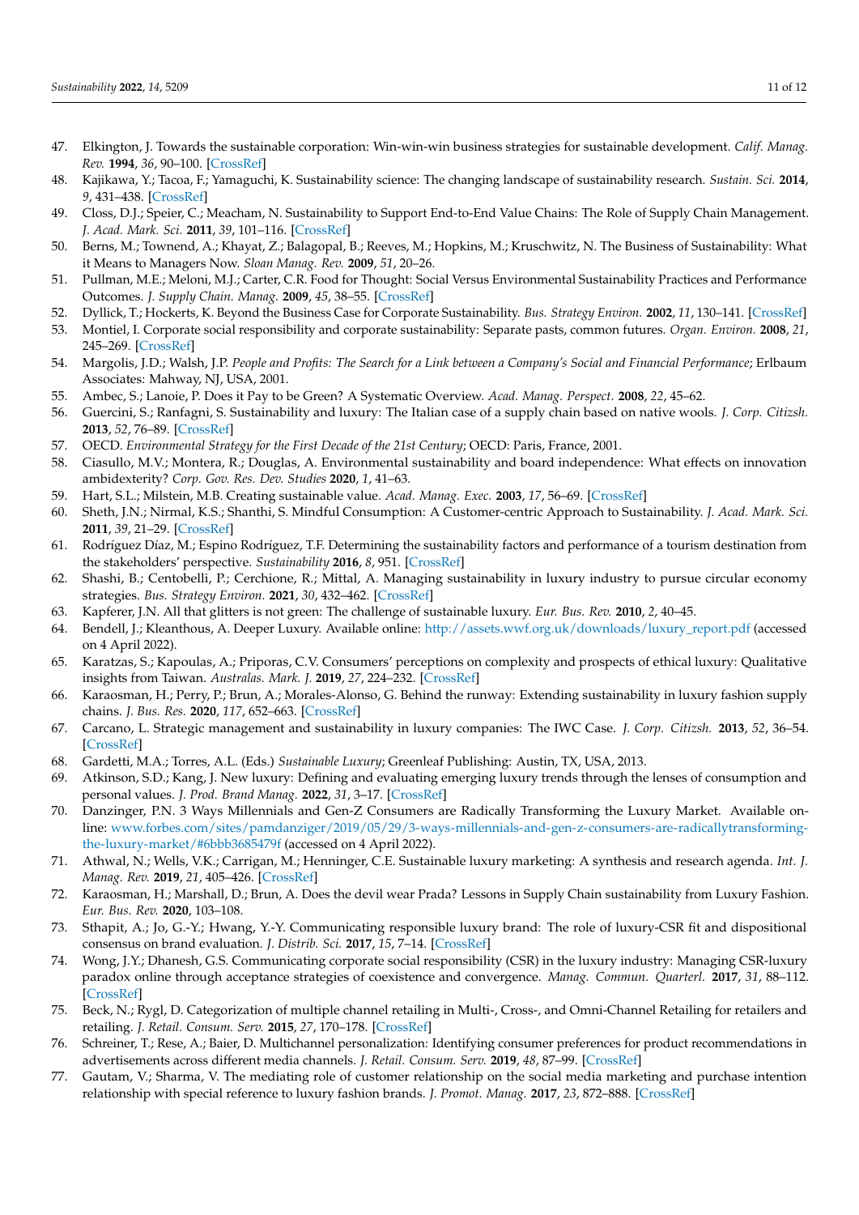47. Elkington, J. Towards the sustainable corporation: Win-win-win business strategies for sustainable development. *Calif. Manag. Rev.* **1994**, *36*, 90–100. [CrossRef]
48. Kajikawa, Y.; Tacoa, F.; Yamaguchi, K. Sustainability science: The changing landscape of sustainability research. *Sustain. Sci.* **2014**, *9*, 431–438. [CrossRef]
49. Closs, D.J.; Speier, C.; Meacham, N. Sustainability to Support End-to-End Value Chains: The Role of Supply Chain Management. *J. Acad. Mark. Sci.* **2011**, *39*, 101–116. [CrossRef]
50. Berns, M.; Townend, A.; Khayat, Z.; Balagopal, B.; Reeves, M.; Hopkins, M.; Kruschwitz, N. The Business of Sustainability: What it Means to Managers Now. *Sloan Manag. Rev.* **2009**, *51*, 20–26.
51. Pullman, M.E.; Meloni, M.J.; Carter, C.R. Food for Thought: Social Versus Environmental Sustainability Practices and Performance Outcomes. *J. Supply Chain. Manag.* **2009**, *45*, 38–55. [CrossRef]
52. Dyllick, T.; Hockerts, K. Beyond the Business Case for Corporate Sustainability. *Bus. Strategy Environ.* **2002**, *11*, 130–141. [CrossRef]
53. Montiel, I. Corporate social responsibility and corporate sustainability: Separate pasts, common futures. *Organ. Environ.* **2008**, *21*, 245–269. [CrossRef]
54. Margolis, J.D.; Walsh, J.P. *People and Profits: The Search for a Link between a Company's Social and Financial Performance*; Erlbaum Associates: Mahway, NJ, USA, 2001.
55. Ambec, S.; Lanoie, P. Does it Pay to be Green? A Systematic Overview. *Acad. Manag. Perspect.* **2008**, *22*, 45–62.
56. Guercini, S.; Ranfagni, S. Sustainability and luxury: The Italian case of a supply chain based on native wools. *J. Corp. Citizsh.* **2013**, *52*, 76–89. [CrossRef]
57. OECD. *Environmental Strategy for the First Decade of the 21st Century*; OECD: Paris, France, 2001.
58. Ciasullo, M.V.; Montera, R.; Douglas, A. Environmental sustainability and board independence: What effects on innovation ambidexterity? *Corp. Gov. Res. Dev. Studies* **2020**, *1*, 41–63.
59. Hart, S.L.; Milstein, M.B. Creating sustainable value. *Acad. Manag. Exec.* **2003**, *17*, 56–69. [CrossRef]
60. Sheth, J.N.; Nirmal, K.S.; Shanthi, S. Mindful Consumption: A Customer-centric Approach to Sustainability. *J. Acad. Mark. Sci.* **2011**, *39*, 21–29. [CrossRef]
61. Rodríguez Díaz, M.; Espino Rodríguez, T.F. Determining the sustainability factors and performance of a tourism destination from the stakeholders' perspective. *Sustainability* **2016**, *8*, 951. [CrossRef]
62. Shashi, B.; Centobelli, P.; Cerchione, R.; Mittal, A. Managing sustainability in luxury industry to pursue circular economy strategies. *Bus. Strategy Environ.* **2021**, *30*, 432–462. [CrossRef]
63. Kapferer, J.N. All that glitters is not green: The challenge of sustainable luxury. *Eur. Bus. Rev.* **2010**, *2*, 40–45.
64. Bendell, J.; Kleanthous, A. Deeper Luxury. Available online: http://assets.wwf.org.uk/downloads/luxury_report.pdf (accessed on 4 April 2022).
65. Karatzas, S.; Kapoulas, A.; Priporas, C.V. Consumers' perceptions on complexity and prospects of ethical luxury: Qualitative insights from Taiwan. *Australas. Mark. J.* **2019**, *27*, 224–232. [CrossRef]
66. Karaosman, H.; Perry, P.; Brun, A.; Morales-Alonso, G. Behind the runway: Extending sustainability in luxury fashion supply chains. *J. Bus. Res.* **2020**, *117*, 652–663. [CrossRef]
67. Carcano, L. Strategic management and sustainability in luxury companies: The IWC Case. *J. Corp. Citizsh.* **2013**, *52*, 36–54. [CrossRef]
68. Gardetti, M.A.; Torres, A.L. (Eds.) *Sustainable Luxury*; Greenleaf Publishing: Austin, TX, USA, 2013.
69. Atkinson, S.D.; Kang, J. New luxury: Defining and evaluating emerging luxury trends through the lenses of consumption and personal values. *J. Prod. Brand Manag.* **2022**, *31*, 3–17. [CrossRef]
70. Danzinger, P.N. 3 Ways Millennials and Gen-Z Consumers are Radically Transforming the Luxury Market. Available online: www.forbes.com/sites/pamdanziger/2019/05/29/3-ways-millennials-and-gen-z-consumers-are-radicallytransforming-the-luxury-market/#6bbb3685479f (accessed on 4 April 2022).
71. Athwal, N.; Wells, V.K.; Carrigan, M.; Henninger, C.E. Sustainable luxury marketing: A synthesis and research agenda. *Int. J. Manag. Rev.* **2019**, *21*, 405–426. [CrossRef]
72. Karaosman, H.; Marshall, D.; Brun, A. Does the devil wear Prada? Lessons in Supply Chain sustainability from Luxury Fashion. *Eur. Bus. Rev.* **2020**, 103–108.
73. Sthapit, A.; Jo, G.-Y.; Hwang, Y.-Y. Communicating responsible luxury brand: The role of luxury-CSR fit and dispositional consensus on brand evaluation. *J. Distrib. Sci.* **2017**, *15*, 7–14. [CrossRef]
74. Wong, J.Y.; Dhanesh, G.S. Communicating corporate social responsibility (CSR) in the luxury industry: Managing CSR-luxury paradox online through acceptance strategies of coexistence and convergence. *Manag. Commun. Quarterl.* **2017**, *31*, 88–112. [CrossRef]
75. Beck, N.; Rygl, D. Categorization of multiple channel retailing in Multi-, Cross-, and Omni-Channel Retailing for retailers and retailing. *J. Retail. Consum. Serv.* **2015**, *27*, 170–178. [CrossRef]
76. Schreiner, T.; Rese, A.; Baier, D. Multichannel personalization: Identifying consumer preferences for product recommendations in advertisements across different media channels. *J. Retail. Consum. Serv.* **2019**, *48*, 87–99. [CrossRef]
77. Gautam, V.; Sharma, V. The mediating role of customer relationship on the social media marketing and purchase intention relationship with special reference to luxury fashion brands. *J. Promot. Manag.* **2017**, *23*, 872–888. [CrossRef]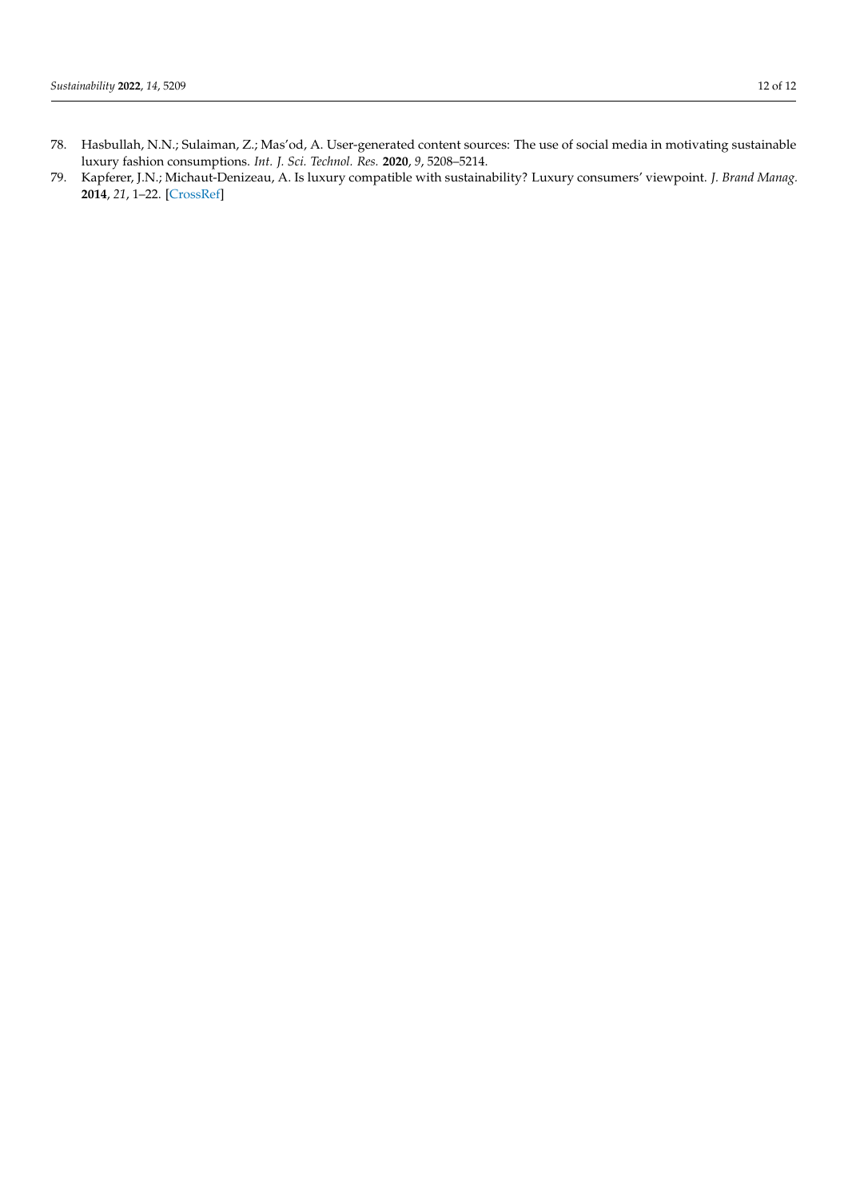78. Hasbullah, N.N.; Sulaiman, Z.; Mas'od, A. User-generated content sources: The use of social media in motivating sustainable luxury fashion consumptions. *Int. J. Sci. Technol. Res.* **2020**, *9*, 5208–5214.
79. Kapferer, J.N.; Michaut-Denizeau, A. Is luxury compatible with sustainability? Luxury consumers' viewpoint. *J. Brand Manag.* **2014**, *21*, 1–22. [CrossRef]